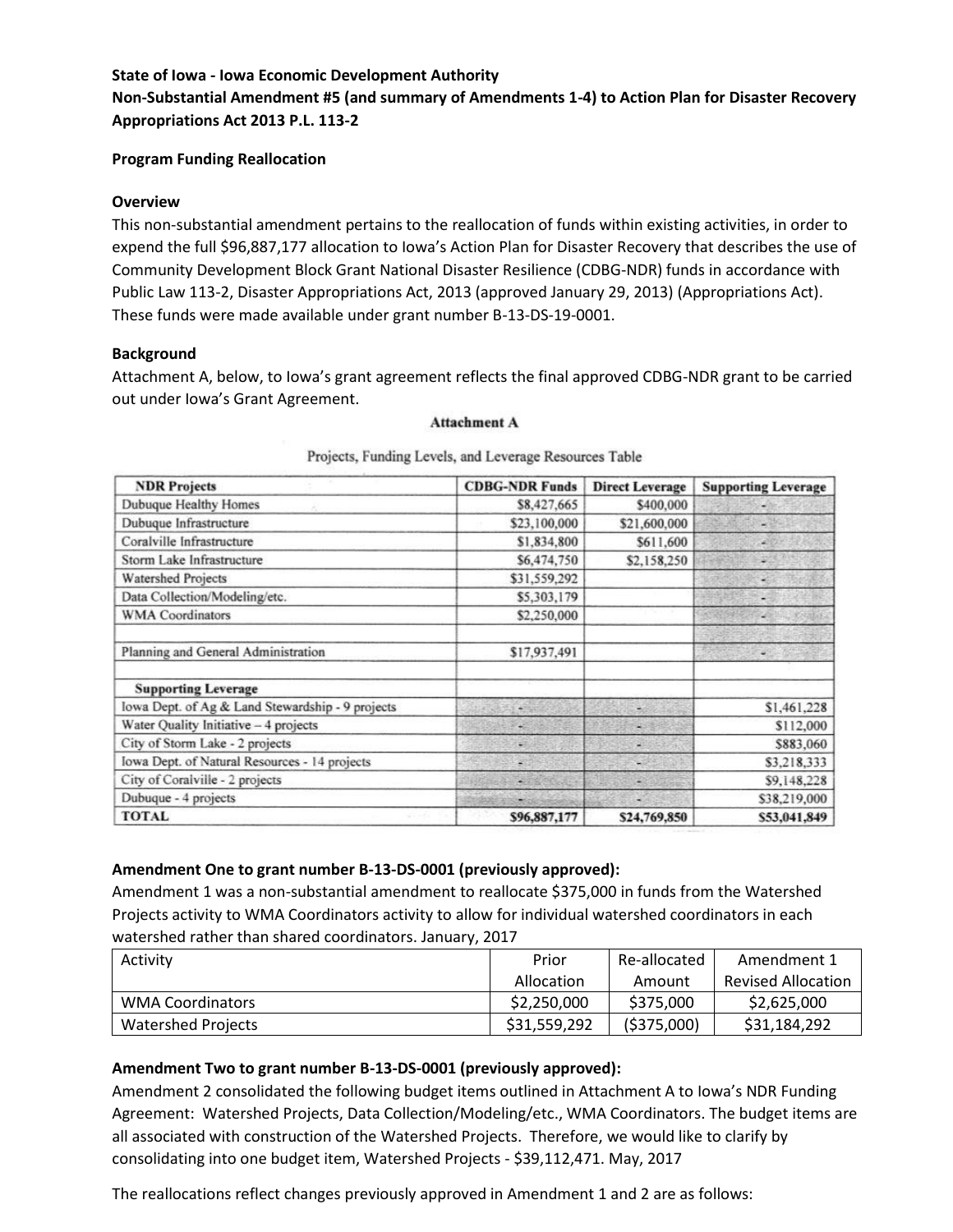**State of Iowa - Iowa Economic Development Authority**
**Non-Substantial Amendment #5 (and summary of Amendments 1-4) to Action Plan for Disaster Recovery Appropriations Act 2013 P.L. 113-2**

**Program Funding Reallocation**

**Overview**

This non-substantial amendment pertains to the reallocation of funds within existing activities, in order to expend the full $96,887,177 allocation to Iowa's Action Plan for Disaster Recovery that describes the use of Community Development Block Grant National Disaster Resilience (CDBG-NDR) funds in accordance with Public Law 113-2, Disaster Appropriations Act, 2013 (approved January 29, 2013) (Appropriations Act). These funds were made available under grant number B-13-DS-19-0001.

**Background**

Attachment A, below, to Iowa's grant agreement reflects the final approved CDBG-NDR grant to be carried out under Iowa's Grant Agreement.

**Attachment A**

Projects, Funding Levels, and Leverage Resources Table

| NDR Projects | CDBG-NDR Funds | Direct Leverage | Supporting Leverage |
|---|---|---|---|
| Dubuque Healthy Homes | $8,427,665 | $400,000 | - |
| Dubuque Infrastructure | $23,100,000 | $21,600,000 | - |
| Coralville Infrastructure | $1,834,800 | $611,600 | - |
| Storm Lake Infrastructure | $6,474,750 | $2,158,250 | - |
| Watershed Projects | $31,559,292 | | - |
| Data Collection/Modeling/etc. | $5,303,179 | | - |
| WMA Coordinators | $2,250,000 | | - |
| | | | |
| Planning and General Administration | $17,937,491 | | - |
| | | | |
| **Supporting Leverage** | | | |
| Iowa Dept. of Ag & Land Stewardship - 9 projects | - | - | $1,461,228 |
| Water Quality Initiative – 4 projects | - | - | $112,000 |
| City of Storm Lake - 2 projects | - | - | $883,060 |
| Iowa Dept. of Natural Resources - 14 projects | - | - | $3,218,333 |
| City of Coralville - 2 projects | - | - | $9,148,228 |
| Dubuque - 4 projects | - | - | $38,219,000 |
| **TOTAL** | **$96,887,177** | **$24,769,850** | **$53,041,849** |

**Amendment One to grant number B-13-DS-0001 (previously approved):**

Amendment 1 was a non-substantial amendment to reallocate $375,000 in funds from the Watershed Projects activity to WMA Coordinators activity to allow for individual watershed coordinators in each watershed rather than shared coordinators. January, 2017

| Activity | Prior Allocation | Re-allocated Amount | Amendment 1 Revised Allocation |
|---|---|---|---|
| WMA Coordinators | $2,250,000 | $375,000 | $2,625,000 |
| Watershed Projects | $31,559,292 | ($375,000) | $31,184,292 |

**Amendment Two to grant number B-13-DS-0001 (previously approved):**

Amendment 2 consolidated the following budget items outlined in Attachment A to Iowa's NDR Funding Agreement: Watershed Projects, Data Collection/Modeling/etc., WMA Coordinators. The budget items are all associated with construction of the Watershed Projects. Therefore, we would like to clarify by consolidating into one budget item, Watershed Projects - $39,112,471. May, 2017

The reallocations reflect changes previously approved in Amendment 1 and 2 are as follows: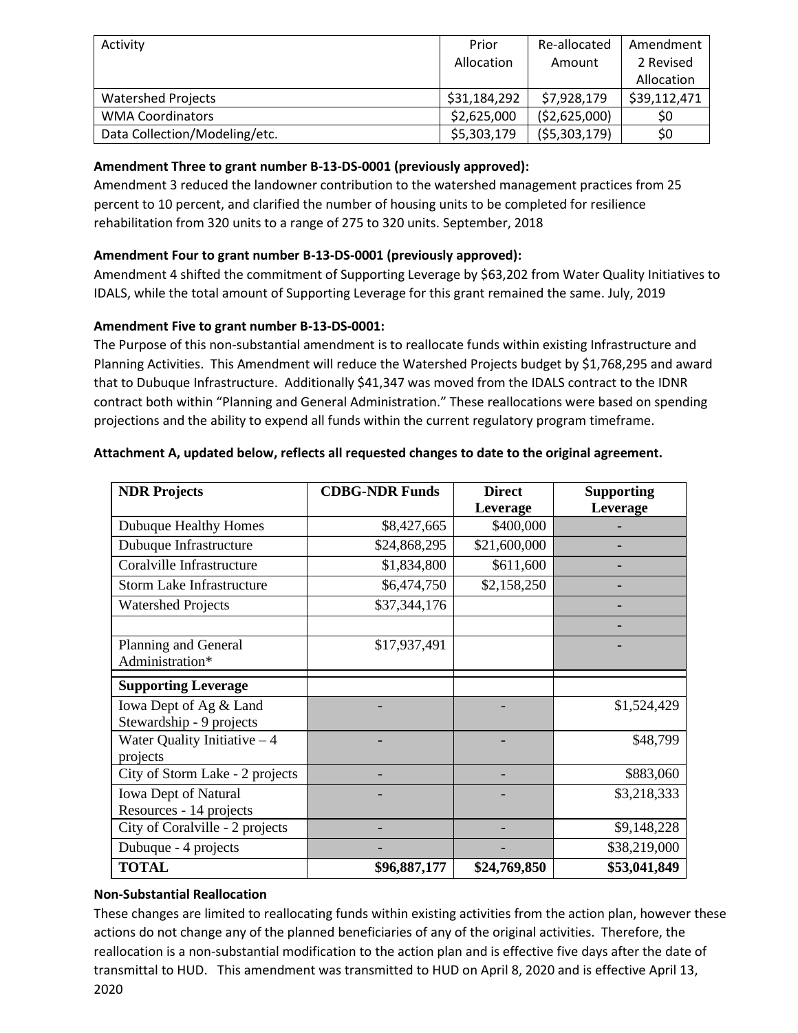| Activity | Prior Allocation | Re-allocated Amount | Amendment 2 Revised Allocation |
|---|---|---|---|
| Watershed Projects | $31,184,292 | $7,928,179 | $39,112,471 |
| WMA Coordinators | $2,625,000 | ($2,625,000) | $0 |
| Data Collection/Modeling/etc. | $5,303,179 | ($5,303,179) | $0 |

**Amendment Three to grant number B-13-DS-0001 (previously approved):**

Amendment 3 reduced the landowner contribution to the watershed management practices from 25 percent to 10 percent, and clarified the number of housing units to be completed for resilience rehabilitation from 320 units to a range of 275 to 320 units. September, 2018

**Amendment Four to grant number B-13-DS-0001 (previously approved):**

Amendment 4 shifted the commitment of Supporting Leverage by $63,202 from Water Quality Initiatives to IDALS, while the total amount of Supporting Leverage for this grant remained the same. July, 2019

**Amendment Five to grant number B-13-DS-0001:**

The Purpose of this non-substantial amendment is to reallocate funds within existing Infrastructure and Planning Activities. This Amendment will reduce the Watershed Projects budget by $1,768,295 and award that to Dubuque Infrastructure. Additionally $41,347 was moved from the IDALS contract to the IDNR contract both within "Planning and General Administration." These reallocations were based on spending projections and the ability to expend all funds within the current regulatory program timeframe.

**Attachment A, updated below, reflects all requested changes to date to the original agreement.**

| NDR Projects | CDBG-NDR Funds | Direct Leverage | Supporting Leverage |
|---|---|---|---|
| Dubuque Healthy Homes | $8,427,665 | $400,000 | - |
| Dubuque Infrastructure | $24,868,295 | $21,600,000 | - |
| Coralville Infrastructure | $1,834,800 | $611,600 | - |
| Storm Lake Infrastructure | $6,474,750 | $2,158,250 | - |
| Watershed Projects | $37,344,176 | | - |
| | | | - |
| Planning and General Administration* | $17,937,491 | | - |
| **Supporting Leverage** | | | |
| Iowa Dept of Ag & Land Stewardship - 9 projects | - | - | $1,524,429 |
| Water Quality Initiative – 4 projects | - | - | $48,799 |
| City of Storm Lake - 2 projects | - | - | $883,060 |
| Iowa Dept of Natural Resources - 14 projects | - | - | $3,218,333 |
| City of Coralville - 2 projects | - | - | $9,148,228 |
| Dubuque - 4 projects | - | - | $38,219,000 |
| **TOTAL** | **$96,887,177** | **$24,769,850** | **$53,041,849** |

**Non-Substantial Reallocation**

These changes are limited to reallocating funds within existing activities from the action plan, however these actions do not change any of the planned beneficiaries of any of the original activities. Therefore, the reallocation is a non-substantial modification to the action plan and is effective five days after the date of transmittal to HUD. This amendment was transmitted to HUD on April 8, 2020 and is effective April 13, 2020